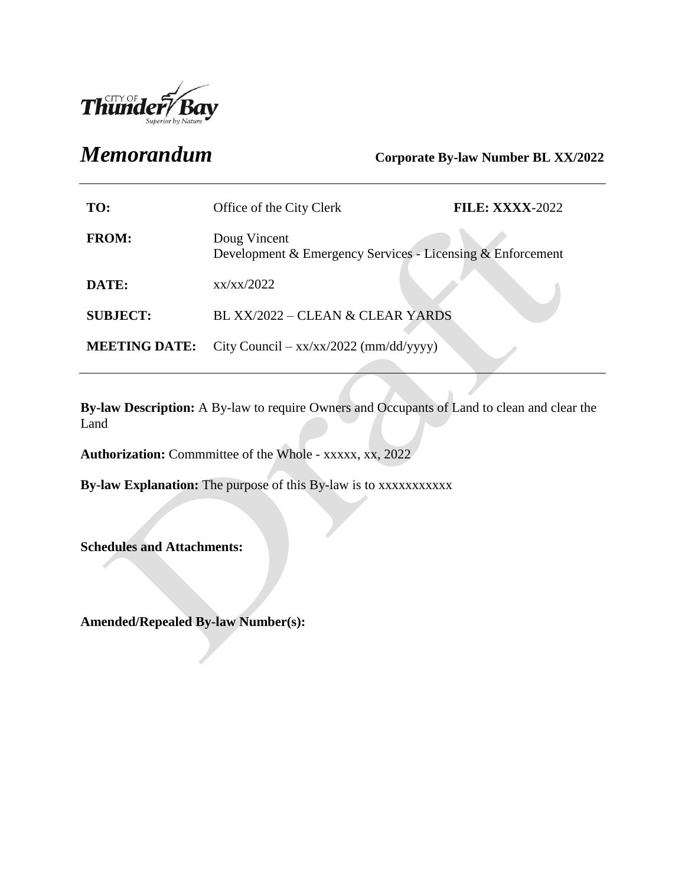CITY OF Thunder Bay
Superior by Nature

# *Memorandum*

**Corporate By-law Number BL XX/2022**

| | | |
|---|---|---|
| **TO:** | Office of the City Clerk | **FILE: XXXX**-2022 |
| **FROM:** | Doug Vincent<br>Development & Emergency Services - Licensing & Enforcement | |
| **DATE:** | xx/xx/2022 | |
| **SUBJECT:** | BL XX/2022 – CLEAN & CLEAR YARDS | |
| **MEETING DATE:** | City Council – xx/xx/2022 (mm/dd/yyyy) | |

**By-law Description:** A By-law to require Owners and Occupants of Land to clean and clear the Land

**Authorization:** Commmittee of the Whole - xxxxx, xx, 2022

**By-law Explanation:** The purpose of this By-law is to xxxxxxxxxxx

**Schedules and Attachments:**

**Amended/Repealed By-law Number(s):**

Draft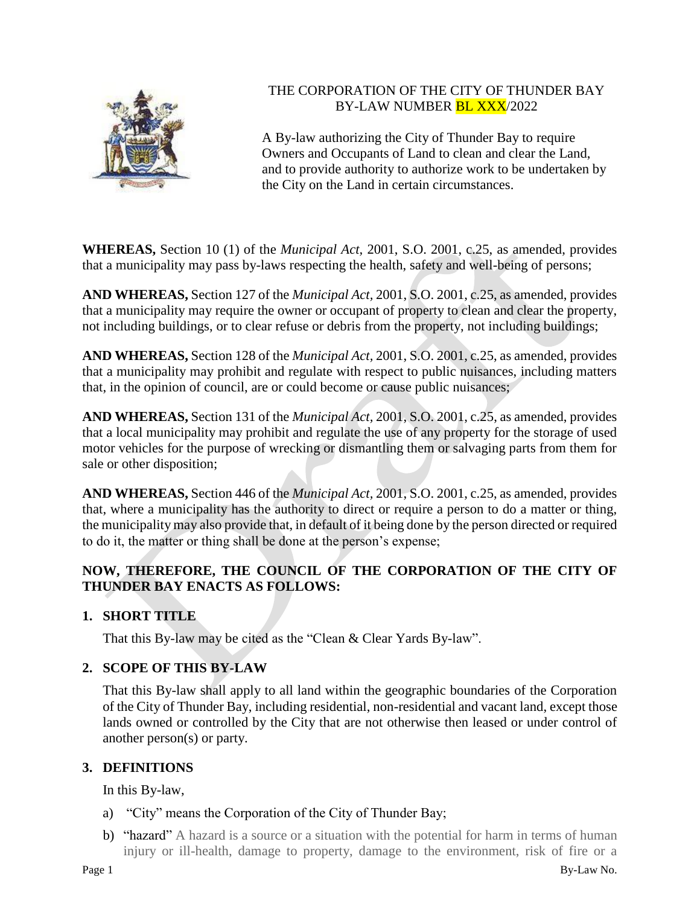THE CORPORATION OF THE CITY OF THUNDER BAY
BY-LAW NUMBER BL XXX/2022

A By-law authorizing the City of Thunder Bay to require Owners and Occupants of Land to clean and clear the Land, and to provide authority to authorize work to be undertaken by the City on the Land in certain circumstances.

**WHEREAS,** Section 10 (1) of the *Municipal Act,* 2001, S.O. 2001, c.25, as amended, provides that a municipality may pass by-laws respecting the health, safety and well-being of persons;

**AND WHEREAS,** Section 127 of the *Municipal Act,* 2001, S.O. 2001, c.25, as amended, provides that a municipality may require the owner or occupant of property to clean and clear the property, not including buildings, or to clear refuse or debris from the property, not including buildings;

**AND WHEREAS,** Section 128 of the *Municipal Act,* 2001, S.O. 2001, c.25, as amended, provides that a municipality may prohibit and regulate with respect to public nuisances, including matters that, in the opinion of council, are or could become or cause public nuisances;

**AND WHEREAS,** Section 131 of the *Municipal Act,* 2001, S.O. 2001, c.25, as amended, provides that a local municipality may prohibit and regulate the use of any property for the storage of used motor vehicles for the purpose of wrecking or dismantling them or salvaging parts from them for sale or other disposition;

**AND WHEREAS,** Section 446 of the *Municipal Act,* 2001, S.O. 2001, c.25, as amended, provides that, where a municipality has the authority to direct or require a person to do a matter or thing, the municipality may also provide that, in default of it being done by the person directed or required to do it, the matter or thing shall be done at the person's expense;

**NOW, THEREFORE, THE COUNCIL OF THE CORPORATION OF THE CITY OF THUNDER BAY ENACTS AS FOLLOWS:**

## 1. SHORT TITLE

That this By-law may be cited as the "Clean & Clear Yards By-law".

## 2. SCOPE OF THIS BY-LAW

That this By-law shall apply to all land within the geographic boundaries of the Corporation of the City of Thunder Bay, including residential, non-residential and vacant land, except those lands owned or controlled by the City that are not otherwise then leased or under control of another person(s) or party.

## 3. DEFINITIONS

In this By-law,

a) "City" means the Corporation of the City of Thunder Bay;

b) "hazard" A hazard is a source or a situation with the potential for harm in terms of human injury or ill-health, damage to property, damage to the environment, risk of fire or a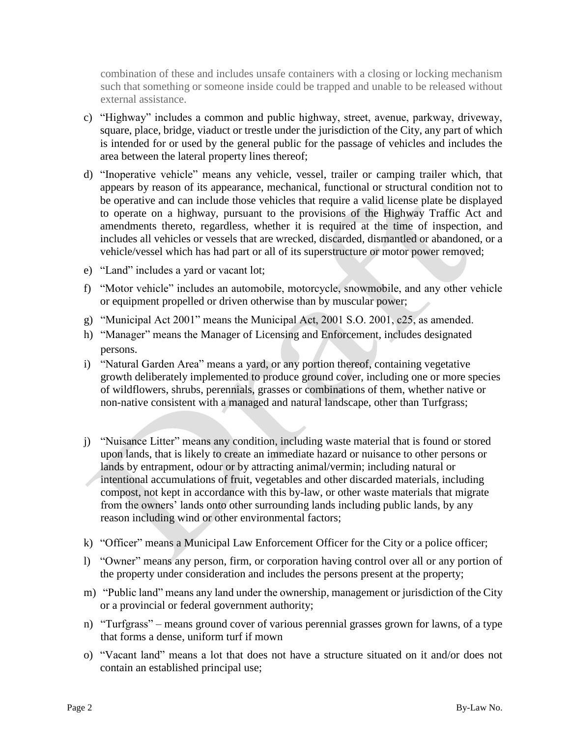combination of these and includes unsafe containers with a closing or locking mechanism such that something or someone inside could be trapped and unable to be released without external assistance.

c) "Highway" includes a common and public highway, street, avenue, parkway, driveway, square, place, bridge, viaduct or trestle under the jurisdiction of the City, any part of which is intended for or used by the general public for the passage of vehicles and includes the area between the lateral property lines thereof;

d) "Inoperative vehicle" means any vehicle, vessel, trailer or camping trailer which, that appears by reason of its appearance, mechanical, functional or structural condition not to be operative and can include those vehicles that require a valid license plate be displayed to operate on a highway, pursuant to the provisions of the Highway Traffic Act and amendments thereto, regardless, whether it is required at the time of inspection, and includes all vehicles or vessels that are wrecked, discarded, dismantled or abandoned, or a vehicle/vessel which has had part or all of its superstructure or motor power removed;

e) "Land" includes a yard or vacant lot;

f) "Motor vehicle" includes an automobile, motorcycle, snowmobile, and any other vehicle or equipment propelled or driven otherwise than by muscular power;

g) "Municipal Act 2001" means the Municipal Act, 2001 S.O. 2001, c25, as amended.

h) "Manager" means the Manager of Licensing and Enforcement, includes designated persons.

i) "Natural Garden Area" means a yard, or any portion thereof, containing vegetative growth deliberately implemented to produce ground cover, including one or more species of wildflowers, shrubs, perennials, grasses or combinations of them, whether native or non-native consistent with a managed and natural landscape, other than Turfgrass;

j) "Nuisance Litter" means any condition, including waste material that is found or stored upon lands, that is likely to create an immediate hazard or nuisance to other persons or lands by entrapment, odour or by attracting animal/vermin; including natural or intentional accumulations of fruit, vegetables and other discarded materials, including compost, not kept in accordance with this by-law, or other waste materials that migrate from the owners' lands onto other surrounding lands including public lands, by any reason including wind or other environmental factors;

k) "Officer" means a Municipal Law Enforcement Officer for the City or a police officer;

l) "Owner" means any person, firm, or corporation having control over all or any portion of the property under consideration and includes the persons present at the property;

m) "Public land" means any land under the ownership, management or jurisdiction of the City or a provincial or federal government authority;

n) "Turfgrass" – means ground cover of various perennial grasses grown for lawns, of a type that forms a dense, uniform turf if mown

o) "Vacant land" means a lot that does not have a structure situated on it and/or does not contain an established principal use;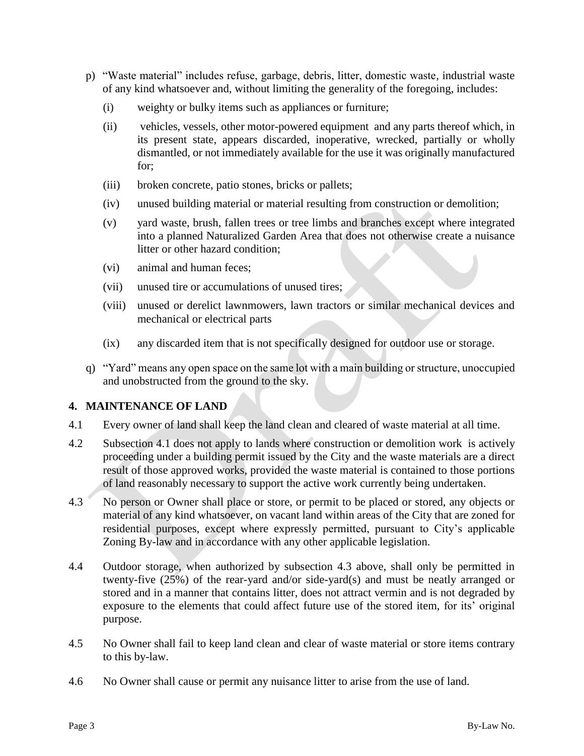p) "Waste material" includes refuse, garbage, debris, litter, domestic waste, industrial waste of any kind whatsoever and, without limiting the generality of the foregoing, includes:

   (i) weighty or bulky items such as appliances or furniture;

   (ii) vehicles, vessels, other motor-powered equipment and any parts thereof which, in its present state, appears discarded, inoperative, wrecked, partially or wholly dismantled, or not immediately available for the use it was originally manufactured for;

   (iii) broken concrete, patio stones, bricks or pallets;

   (iv) unused building material or material resulting from construction or demolition;

   (v) yard waste, brush, fallen trees or tree limbs and branches except where integrated into a planned Naturalized Garden Area that does not otherwise create a nuisance litter or other hazard condition;

   (vi) animal and human feces;

   (vii) unused tire or accumulations of unused tires;

   (viii) unused or derelict lawnmowers, lawn tractors or similar mechanical devices and mechanical or electrical parts

   (ix) any discarded item that is not specifically designed for outdoor use or storage.

q) "Yard" means any open space on the same lot with a main building or structure, unoccupied and unobstructed from the ground to the sky.

## 4. MAINTENANCE OF LAND

4.1 Every owner of land shall keep the land clean and cleared of waste material at all time.

4.2 Subsection 4.1 does not apply to lands where construction or demolition work is actively proceeding under a building permit issued by the City and the waste materials are a direct result of those approved works, provided the waste material is contained to those portions of land reasonably necessary to support the active work currently being undertaken.

4.3 No person or Owner shall place or store, or permit to be placed or stored, any objects or material of any kind whatsoever, on vacant land within areas of the City that are zoned for residential purposes, except where expressly permitted, pursuant to City's applicable Zoning By-law and in accordance with any other applicable legislation.

4.4 Outdoor storage, when authorized by subsection 4.3 above, shall only be permitted in twenty-five (25%) of the rear-yard and/or side-yard(s) and must be neatly arranged or stored and in a manner that contains litter, does not attract vermin and is not degraded by exposure to the elements that could affect future use of the stored item, for its' original purpose.

4.5 No Owner shall fail to keep land clean and clear of waste material or store items contrary to this by-law.

4.6 No Owner shall cause or permit any nuisance litter to arise from the use of land.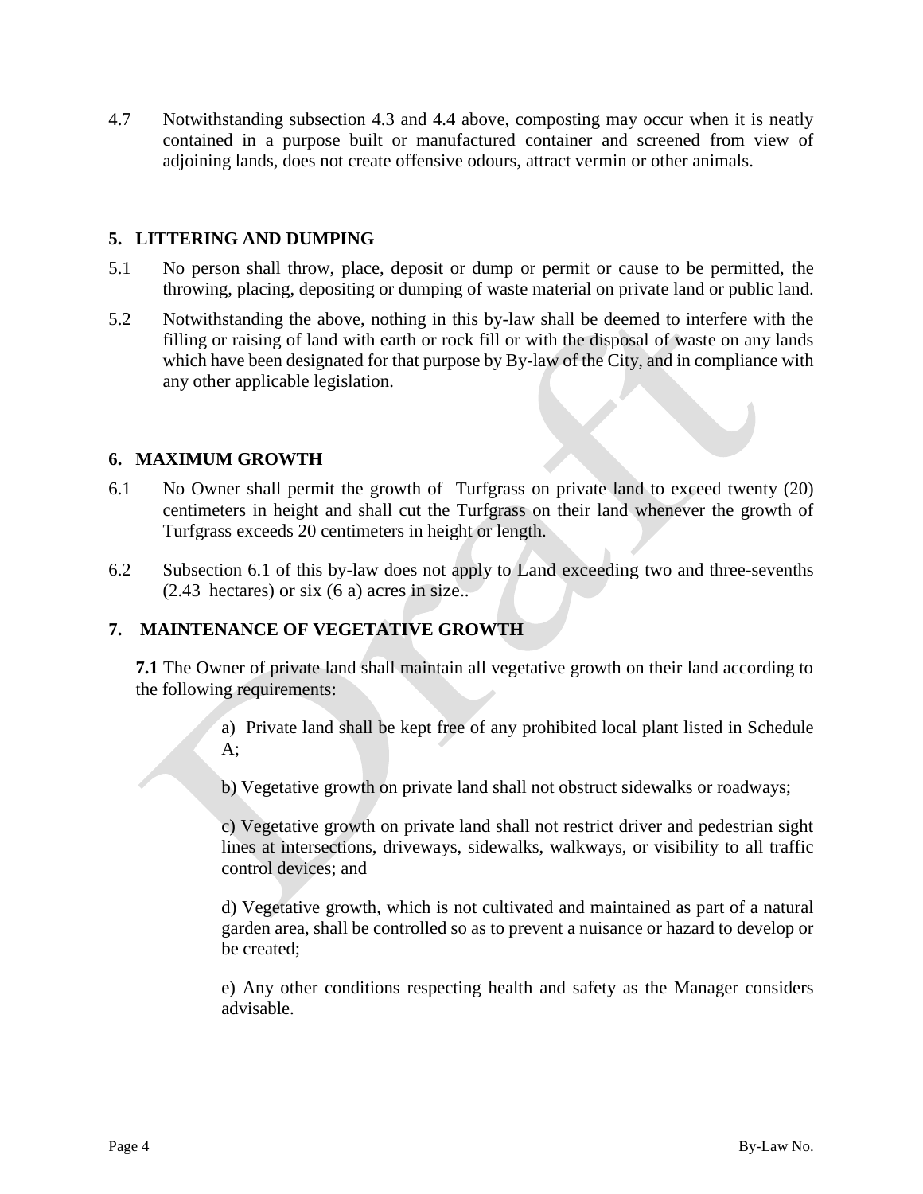4.7 Notwithstanding subsection 4.3 and 4.4 above, composting may occur when it is neatly contained in a purpose built or manufactured container and screened from view of adjoining lands, does not create offensive odours, attract vermin or other animals.

## 5. LITTERING AND DUMPING

5.1 No person shall throw, place, deposit or dump or permit or cause to be permitted, the throwing, placing, depositing or dumping of waste material on private land or public land.

5.2 Notwithstanding the above, nothing in this by-law shall be deemed to interfere with the filling or raising of land with earth or rock fill or with the disposal of waste on any lands which have been designated for that purpose by By-law of the City, and in compliance with any other applicable legislation.

## 6. MAXIMUM GROWTH

6.1 No Owner shall permit the growth of Turfgrass on private land to exceed twenty (20) centimeters in height and shall cut the Turfgrass on their land whenever the growth of Turfgrass exceeds 20 centimeters in height or length.

6.2 Subsection 6.1 of this by-law does not apply to Land exceeding two and three-sevenths (2.43 hectares) or six (6 a) acres in size..

## 7. MAINTENANCE OF VEGETATIVE GROWTH

**7.1** The Owner of private land shall maintain all vegetative growth on their land according to the following requirements:

a) Private land shall be kept free of any prohibited local plant listed in Schedule A;

b) Vegetative growth on private land shall not obstruct sidewalks or roadways;

c) Vegetative growth on private land shall not restrict driver and pedestrian sight lines at intersections, driveways, sidewalks, walkways, or visibility to all traffic control devices; and

d) Vegetative growth, which is not cultivated and maintained as part of a natural garden area, shall be controlled so as to prevent a nuisance or hazard to develop or be created;

e) Any other conditions respecting health and safety as the Manager considers advisable.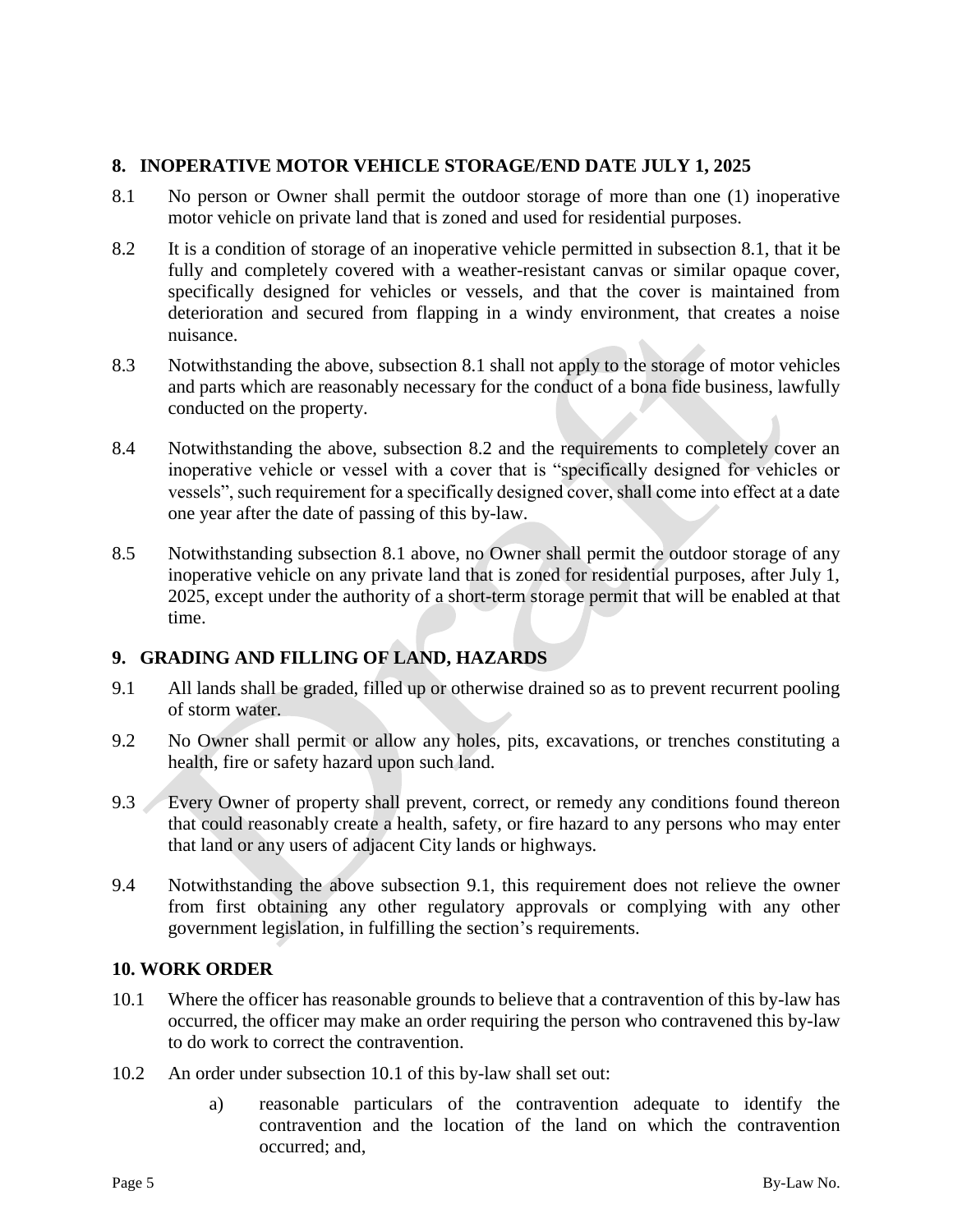## 8. INOPERATIVE MOTOR VEHICLE STORAGE/END DATE JULY 1, 2025

8.1 No person or Owner shall permit the outdoor storage of more than one (1) inoperative motor vehicle on private land that is zoned and used for residential purposes.

8.2 It is a condition of storage of an inoperative vehicle permitted in subsection 8.1, that it be fully and completely covered with a weather-resistant canvas or similar opaque cover, specifically designed for vehicles or vessels, and that the cover is maintained from deterioration and secured from flapping in a windy environment, that creates a noise nuisance.

8.3 Notwithstanding the above, subsection 8.1 shall not apply to the storage of motor vehicles and parts which are reasonably necessary for the conduct of a bona fide business, lawfully conducted on the property.

8.4 Notwithstanding the above, subsection 8.2 and the requirements to completely cover an inoperative vehicle or vessel with a cover that is "specifically designed for vehicles or vessels", such requirement for a specifically designed cover, shall come into effect at a date one year after the date of passing of this by-law.

8.5 Notwithstanding subsection 8.1 above, no Owner shall permit the outdoor storage of any inoperative vehicle on any private land that is zoned for residential purposes, after July 1, 2025, except under the authority of a short-term storage permit that will be enabled at that time.

## 9. GRADING AND FILLING OF LAND, HAZARDS

9.1 All lands shall be graded, filled up or otherwise drained so as to prevent recurrent pooling of storm water.

9.2 No Owner shall permit or allow any holes, pits, excavations, or trenches constituting a health, fire or safety hazard upon such land.

9.3 Every Owner of property shall prevent, correct, or remedy any conditions found thereon that could reasonably create a health, safety, or fire hazard to any persons who may enter that land or any users of adjacent City lands or highways.

9.4 Notwithstanding the above subsection 9.1, this requirement does not relieve the owner from first obtaining any other regulatory approvals or complying with any other government legislation, in fulfilling the section's requirements.

## 10. WORK ORDER

10.1 Where the officer has reasonable grounds to believe that a contravention of this by-law has occurred, the officer may make an order requiring the person who contravened this by-law to do work to correct the contravention.

10.2 An order under subsection 10.1 of this by-law shall set out:

a) reasonable particulars of the contravention adequate to identify the contravention and the location of the land on which the contravention occurred; and,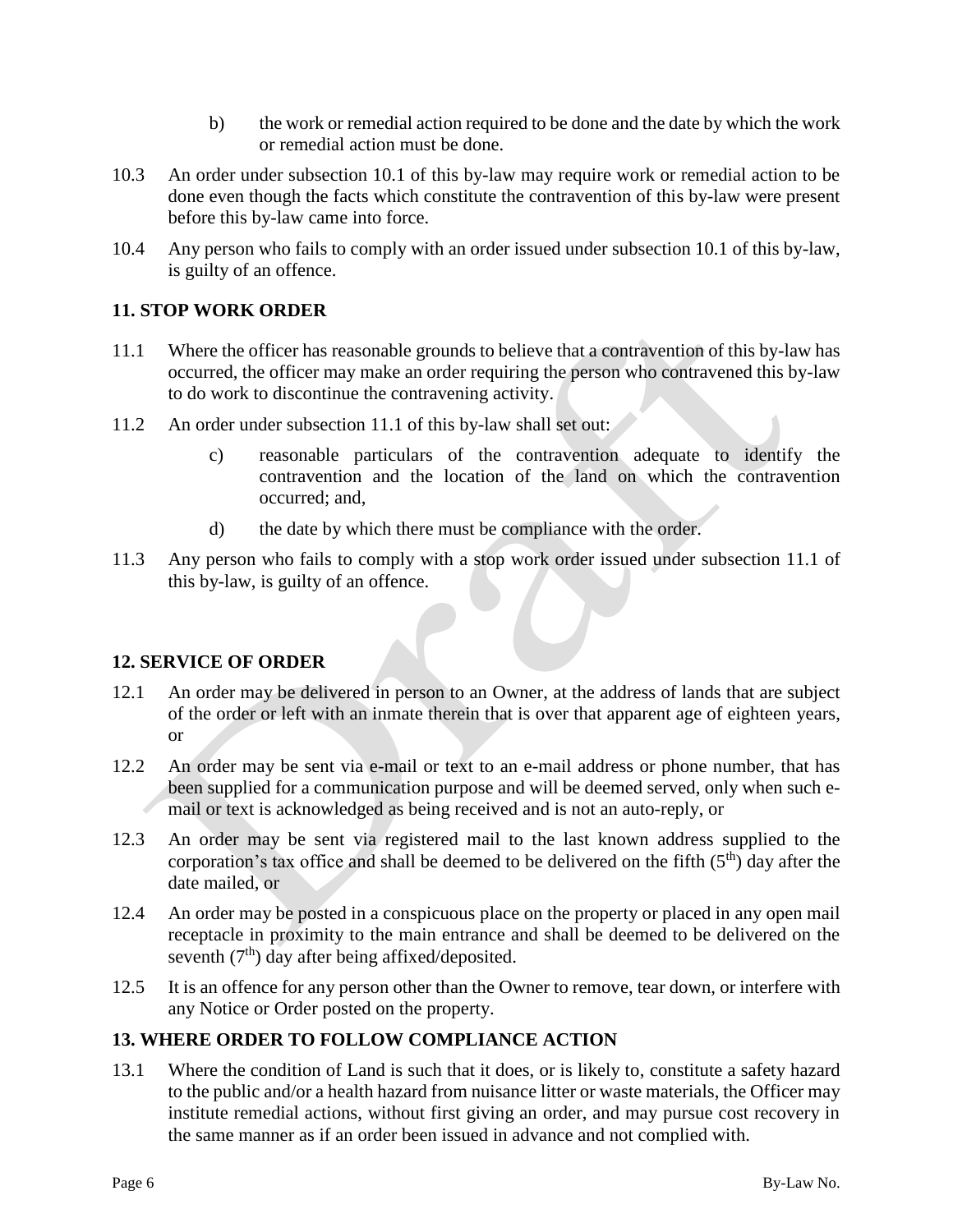b) the work or remedial action required to be done and the date by which the work or remedial action must be done.

10.3 An order under subsection 10.1 of this by-law may require work or remedial action to be done even though the facts which constitute the contravention of this by-law were present before this by-law came into force.

10.4 Any person who fails to comply with an order issued under subsection 10.1 of this by-law, is guilty of an offence.

## 11. STOP WORK ORDER

11.1 Where the officer has reasonable grounds to believe that a contravention of this by-law has occurred, the officer may make an order requiring the person who contravened this by-law to do work to discontinue the contravening activity.

11.2 An order under subsection 11.1 of this by-law shall set out:

c) reasonable particulars of the contravention adequate to identify the contravention and the location of the land on which the contravention occurred; and,

d) the date by which there must be compliance with the order.

11.3 Any person who fails to comply with a stop work order issued under subsection 11.1 of this by-law, is guilty of an offence.

## 12. SERVICE OF ORDER

12.1 An order may be delivered in person to an Owner, at the address of lands that are subject of the order or left with an inmate therein that is over that apparent age of eighteen years, or

12.2 An order may be sent via e-mail or text to an e-mail address or phone number, that has been supplied for a communication purpose and will be deemed served, only when such e-mail or text is acknowledged as being received and is not an auto-reply, or

12.3 An order may be sent via registered mail to the last known address supplied to the corporation's tax office and shall be deemed to be delivered on the fifth (5th) day after the date mailed, or

12.4 An order may be posted in a conspicuous place on the property or placed in any open mail receptacle in proximity to the main entrance and shall be deemed to be delivered on the seventh (7th) day after being affixed/deposited.

12.5 It is an offence for any person other than the Owner to remove, tear down, or interfere with any Notice or Order posted on the property.

## 13. WHERE ORDER TO FOLLOW COMPLIANCE ACTION

13.1 Where the condition of Land is such that it does, or is likely to, constitute a safety hazard to the public and/or a health hazard from nuisance litter or waste materials, the Officer may institute remedial actions, without first giving an order, and may pursue cost recovery in the same manner as if an order been issued in advance and not complied with.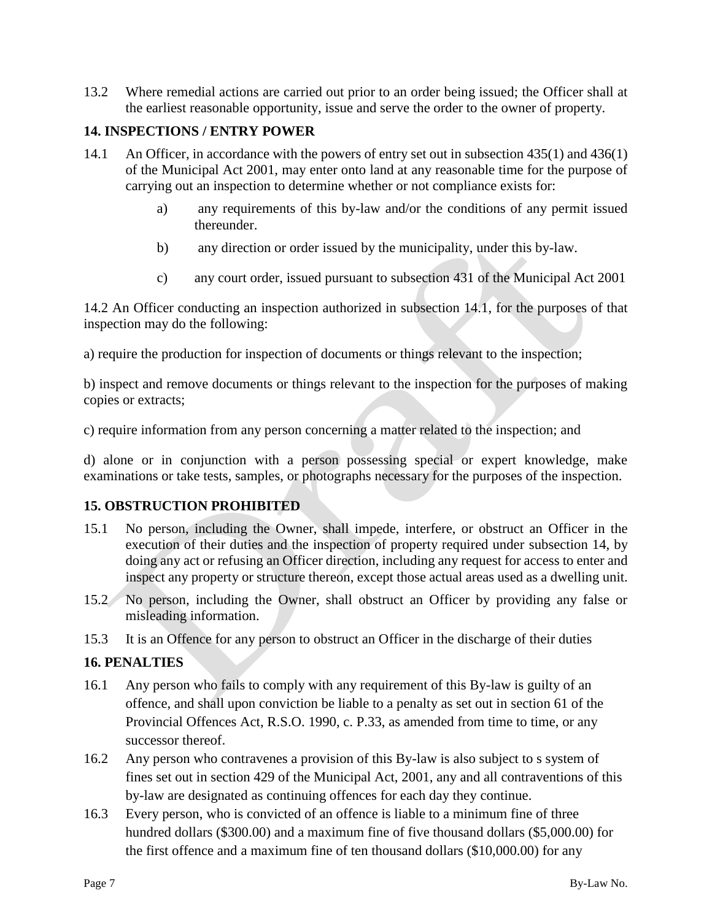13.2 Where remedial actions are carried out prior to an order being issued; the Officer shall at the earliest reasonable opportunity, issue and serve the order to the owner of property.

**14. INSPECTIONS / ENTRY POWER**

14.1 An Officer, in accordance with the powers of entry set out in subsection 435(1) and 436(1) of the Municipal Act 2001, may enter onto land at any reasonable time for the purpose of carrying out an inspection to determine whether or not compliance exists for:

a) any requirements of this by-law and/or the conditions of any permit issued thereunder.

b) any direction or order issued by the municipality, under this by-law.

c) any court order, issued pursuant to subsection 431 of the Municipal Act 2001

14.2 An Officer conducting an inspection authorized in subsection 14.1, for the purposes of that inspection may do the following:

a) require the production for inspection of documents or things relevant to the inspection;

b) inspect and remove documents or things relevant to the inspection for the purposes of making copies or extracts;

c) require information from any person concerning a matter related to the inspection; and

d) alone or in conjunction with a person possessing special or expert knowledge, make examinations or take tests, samples, or photographs necessary for the purposes of the inspection.

**15. OBSTRUCTION PROHIBITED**

15.1 No person, including the Owner, shall impede, interfere, or obstruct an Officer in the execution of their duties and the inspection of property required under subsection 14, by doing any act or refusing an Officer direction, including any request for access to enter and inspect any property or structure thereon, except those actual areas used as a dwelling unit.

15.2 No person, including the Owner, shall obstruct an Officer by providing any false or misleading information.

15.3 It is an Offence for any person to obstruct an Officer in the discharge of their duties

**16. PENALTIES**

16.1 Any person who fails to comply with any requirement of this By-law is guilty of an offence, and shall upon conviction be liable to a penalty as set out in section 61 of the Provincial Offences Act, R.S.O. 1990, c. P.33, as amended from time to time, or any successor thereof.

16.2 Any person who contravenes a provision of this By-law is also subject to s system of fines set out in section 429 of the Municipal Act, 2001, any and all contraventions of this by-law are designated as continuing offences for each day they continue.

16.3 Every person, who is convicted of an offence is liable to a minimum fine of three hundred dollars ($300.00) and a maximum fine of five thousand dollars ($5,000.00) for the first offence and a maximum fine of ten thousand dollars ($10,000.00) for any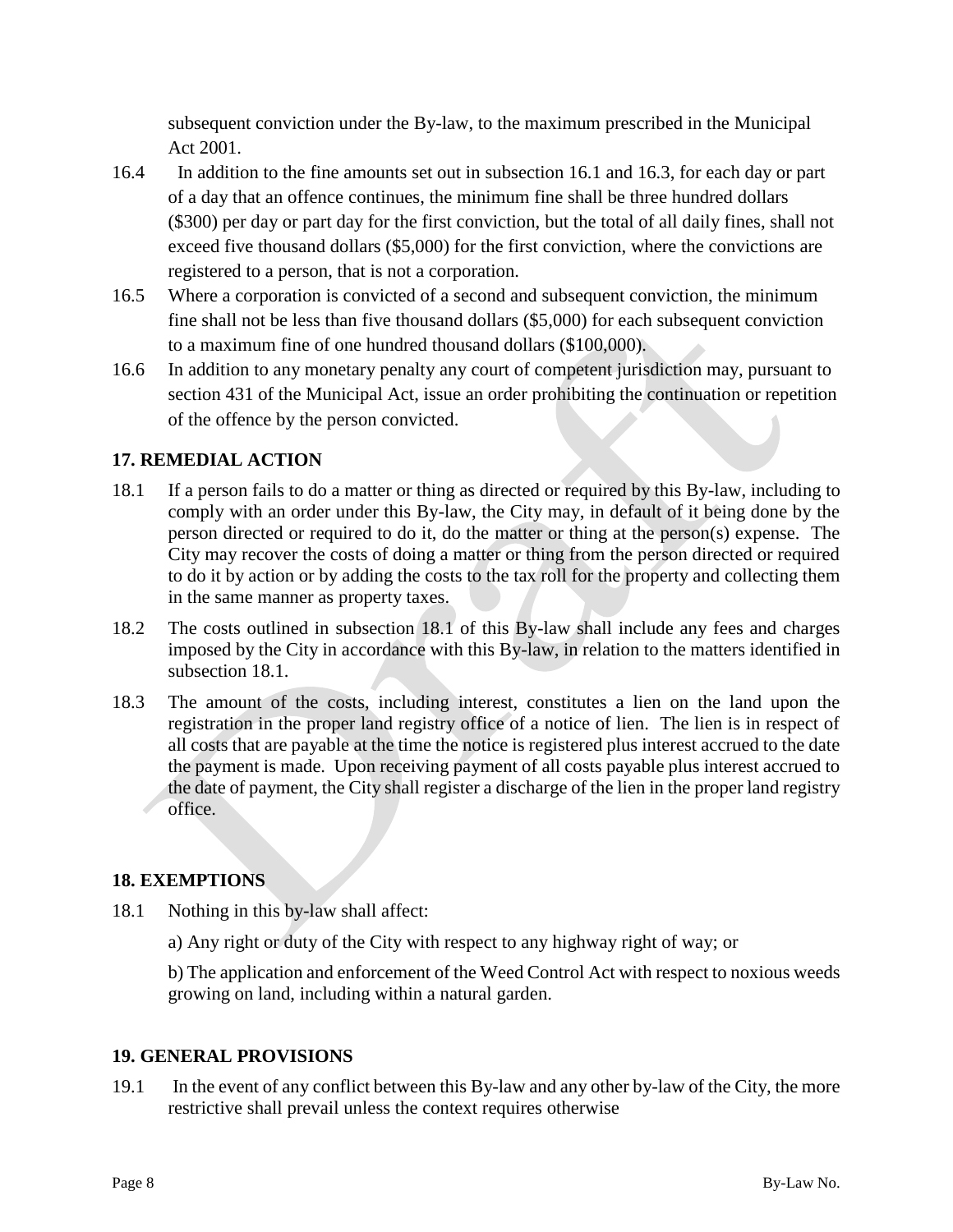subsequent conviction under the By-law, to the maximum prescribed in the Municipal Act 2001.

16.4 In addition to the fine amounts set out in subsection 16.1 and 16.3, for each day or part of a day that an offence continues, the minimum fine shall be three hundred dollars ($300) per day or part day for the first conviction, but the total of all daily fines, shall not exceed five thousand dollars ($5,000) for the first conviction, where the convictions are registered to a person, that is not a corporation.

16.5 Where a corporation is convicted of a second and subsequent conviction, the minimum fine shall not be less than five thousand dollars ($5,000) for each subsequent conviction to a maximum fine of one hundred thousand dollars ($100,000).

16.6 In addition to any monetary penalty any court of competent jurisdiction may, pursuant to section 431 of the Municipal Act, issue an order prohibiting the continuation or repetition of the offence by the person convicted.

## 17. REMEDIAL ACTION

18.1 If a person fails to do a matter or thing as directed or required by this By-law, including to comply with an order under this By-law, the City may, in default of it being done by the person directed or required to do it, do the matter or thing at the person(s) expense. The City may recover the costs of doing a matter or thing from the person directed or required to do it by action or by adding the costs to the tax roll for the property and collecting them in the same manner as property taxes.

18.2 The costs outlined in subsection 18.1 of this By-law shall include any fees and charges imposed by the City in accordance with this By-law, in relation to the matters identified in subsection 18.1.

18.3 The amount of the costs, including interest, constitutes a lien on the land upon the registration in the proper land registry office of a notice of lien. The lien is in respect of all costs that are payable at the time the notice is registered plus interest accrued to the date the payment is made. Upon receiving payment of all costs payable plus interest accrued to the date of payment, the City shall register a discharge of the lien in the proper land registry office.

## 18. EXEMPTIONS

18.1 Nothing in this by-law shall affect:

a) Any right or duty of the City with respect to any highway right of way; or

b) The application and enforcement of the Weed Control Act with respect to noxious weeds growing on land, including within a natural garden.

## 19. GENERAL PROVISIONS

19.1 In the event of any conflict between this By-law and any other by-law of the City, the more restrictive shall prevail unless the context requires otherwise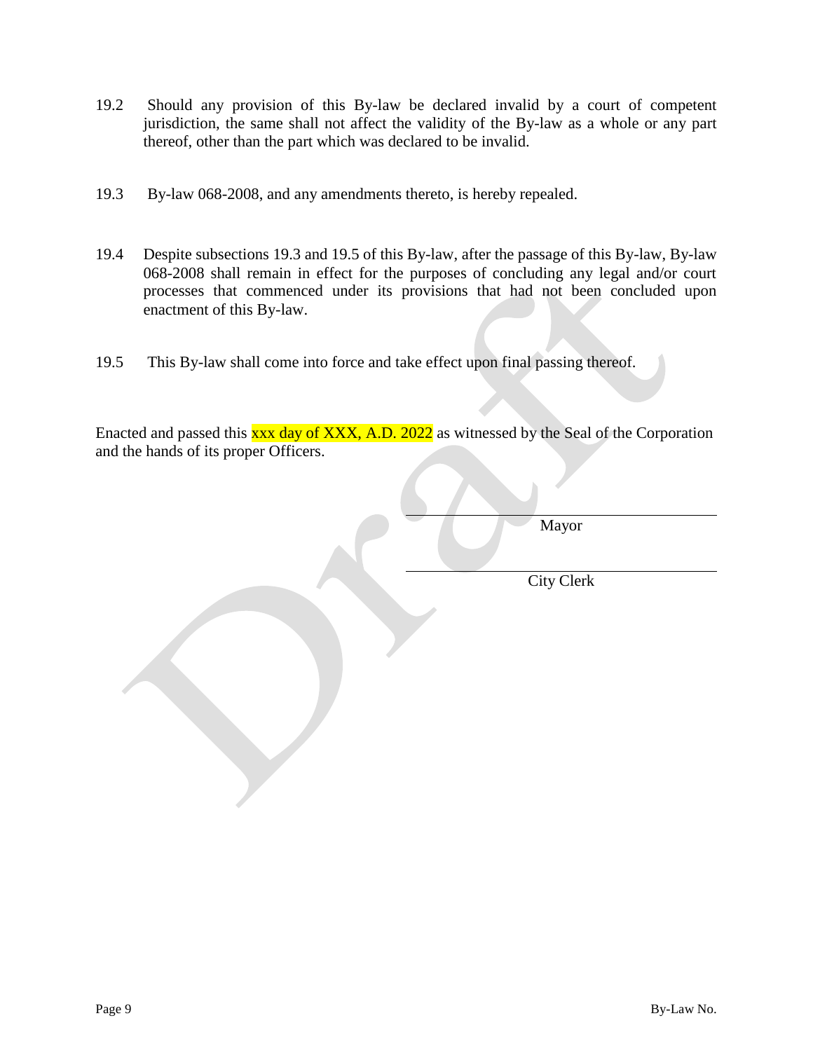19.2 Should any provision of this By-law be declared invalid by a court of competent jurisdiction, the same shall not affect the validity of the By-law as a whole or any part thereof, other than the part which was declared to be invalid.

19.3 By-law 068-2008, and any amendments thereto, is hereby repealed.

19.4 Despite subsections 19.3 and 19.5 of this By-law, after the passage of this By-law, By-law 068-2008 shall remain in effect for the purposes of concluding any legal and/or court processes that commenced under its provisions that had not been concluded upon enactment of this By-law.

19.5 This By-law shall come into force and take effect upon final passing thereof.

Enacted and passed this xxx day of XXX, A.D. 2022 as witnessed by the Seal of the Corporation and the hands of its proper Officers.

Mayor

City Clerk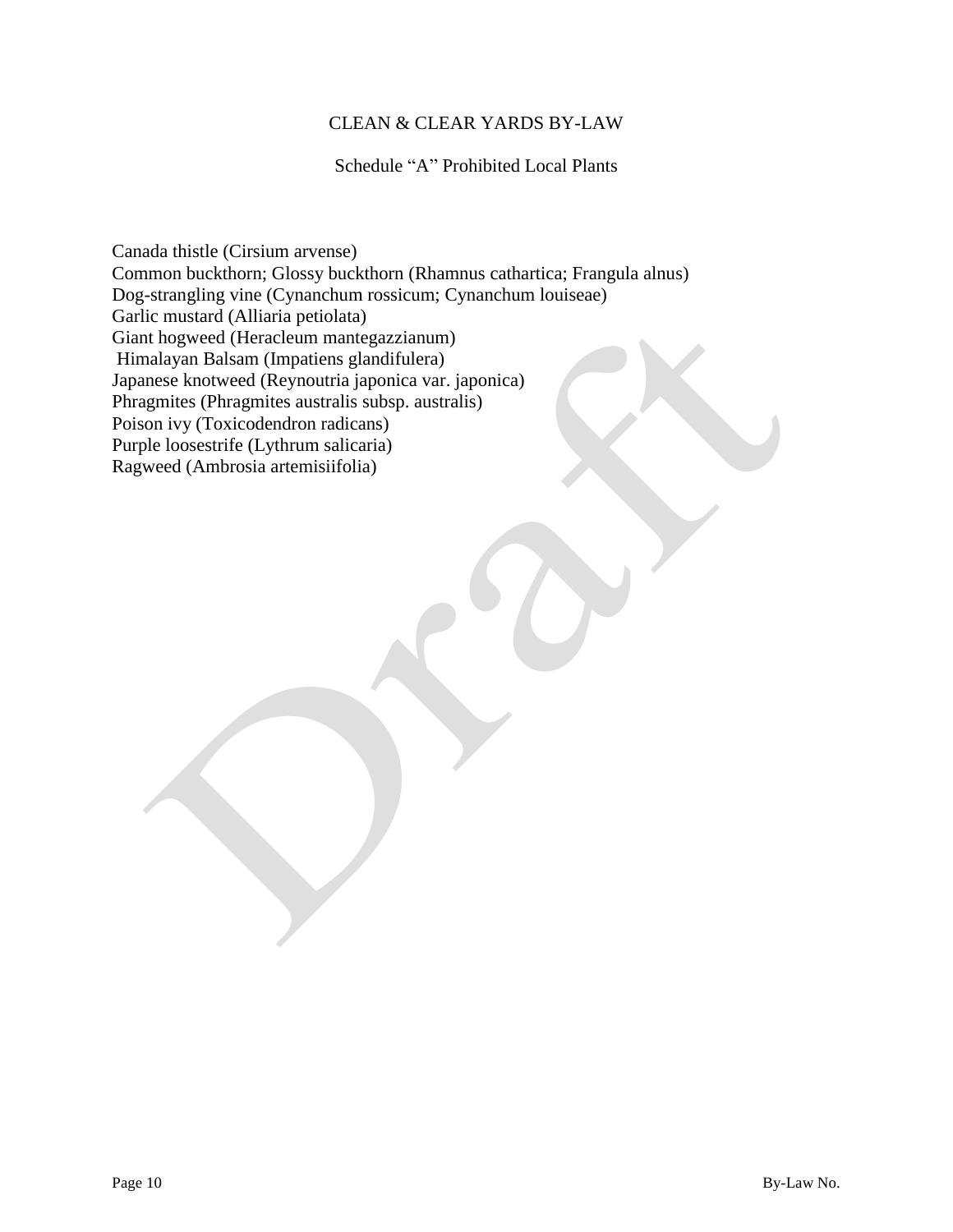# CLEAN & CLEAR YARDS BY-LAW

## Schedule "A" Prohibited Local Plants

Canada thistle (Cirsium arvense)
Common buckthorn; Glossy buckthorn (Rhamnus cathartica; Frangula alnus)
Dog-strangling vine (Cynanchum rossicum; Cynanchum louiseae)
Garlic mustard (Alliaria petiolata)
Giant hogweed (Heracleum mantegazzianum)
Himalayan Balsam (Impatiens glandifulera)
Japanese knotweed (Reynoutria japonica var. japonica)
Phragmites (Phragmites australis subsp. australis)
Poison ivy (Toxicodendron radicans)
Purple loosestrife (Lythrum salicaria)
Ragweed (Ambrosia artemisiifolia)